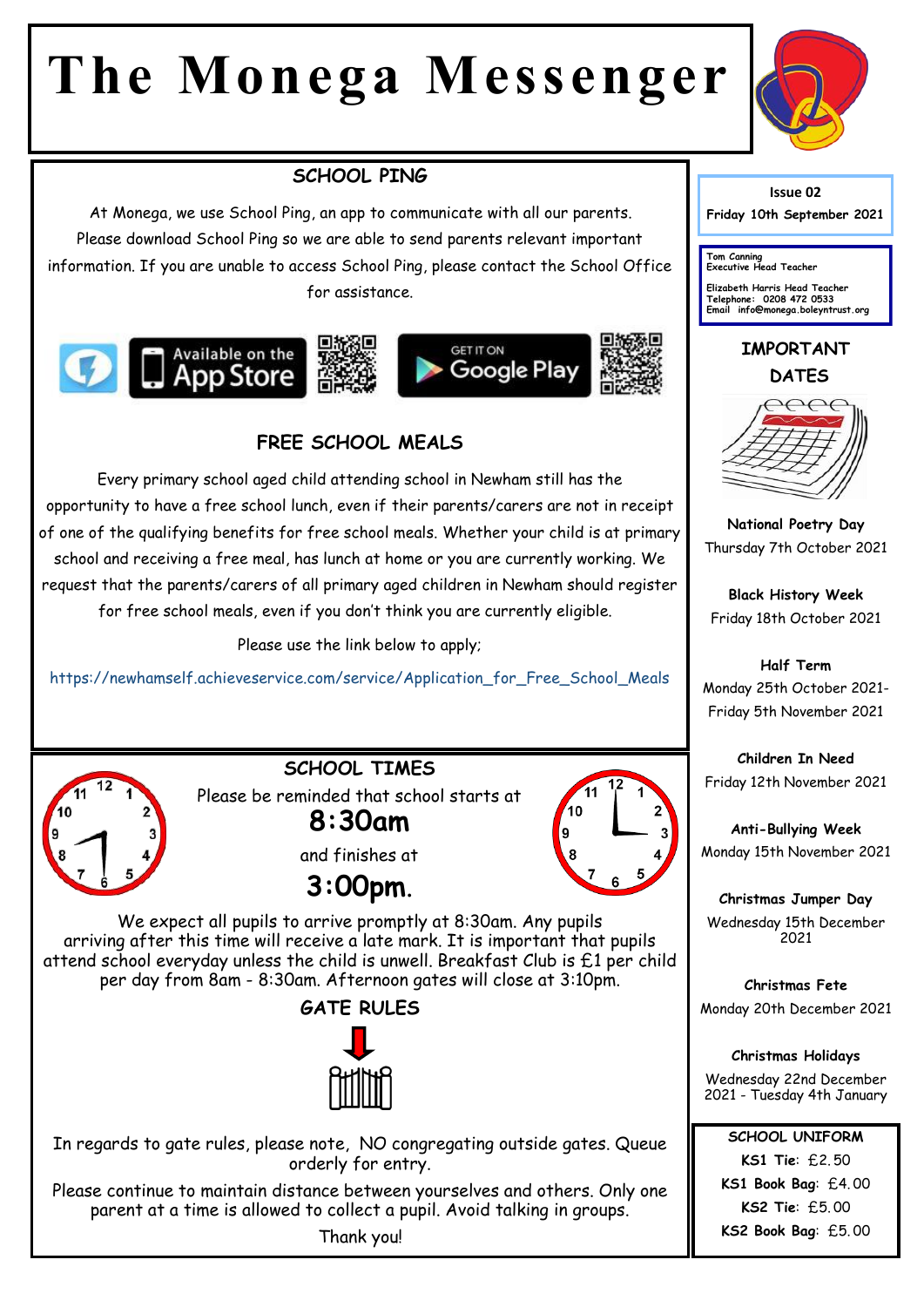# The Monega Messenger

Issue 02

Friday 10th September 2021

Tom Canning
Executive Head Teacher

Elizabeth Harris Head Teacher
Telephone: 0208 472 0533
Email info@monega.boleyntrust.org

## SCHOOL PING

At Monega, we use School Ping, an app to communicate with all our parents. Please download School Ping so we are able to send parents relevant important information. If you are unable to access School Ping, please contact the School Office for assistance.

Available on the App Store

GET IT ON Google Play

## FREE SCHOOL MEALS

Every primary school aged child attending school in Newham still has the opportunity to have a free school lunch, even if their parents/carers are not in receipt of one of the qualifying benefits for free school meals. Whether your child is at primary school and receiving a free meal, has lunch at home or you are currently working. We request that the parents/carers of all primary aged children in Newham should register for free school meals, even if you don't think you are currently eligible.

Please use the link below to apply;

https://newhamself.achieveservice.com/service/Application_for_Free_School_Meals

## SCHOOL TIMES

Please be reminded that school starts at

**8:30am**

and finishes at

**3:00pm.**

We expect all pupils to arrive promptly at 8:30am. Any pupils arriving after this time will receive a late mark. It is important that pupils attend school everyday unless the child is unwell. Breakfast Club is £1 per child per day from 8am - 8:30am. Afternoon gates will close at 3:10pm.

## GATE RULES

In regards to gate rules, please note, NO congregating outside gates. Queue orderly for entry.

Please continue to maintain distance between yourselves and others. Only one parent at a time is allowed to collect a pupil. Avoid talking in groups.

Thank you!

## IMPORTANT DATES

**National Poetry Day**
Thursday 7th October 2021

**Black History Week**
Friday 18th October 2021

**Half Term**
Monday 25th October 2021-Friday 5th November 2021

**Children In Need**
Friday 12th November 2021

**Anti-Bullying Week**
Monday 15th November 2021

**Christmas Jumper Day**
Wednesday 15th December 2021

**Christmas Fete**
Monday 20th December 2021

**Christmas Holidays**
Wednesday 22nd December 2021 - Tuesday 4th January

## SCHOOL UNIFORM

**KS1 Tie**: £2.50
**KS1 Book Bag**: £4.00
**KS2 Tie**: £5.00
**KS2 Book Bag**: £5.00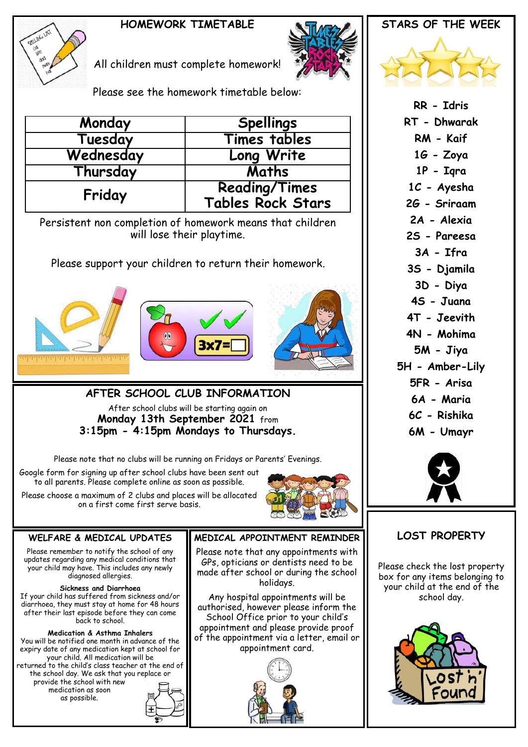## HOMEWORK TIMETABLE

All children must complete homework!

Please see the homework timetable below:

| | |
|---|---|
| Monday | Spellings |
| Tuesday | Times tables |
| Wednesday | Long Write |
| Thursday | Maths |
| Friday | Reading/Times Tables Rock Stars |

Persistent non completion of homework means that children will lose their playtime.

Please support your children to return their homework.

## AFTER SCHOOL CLUB INFORMATION

After school clubs will be starting again on **Monday 13th September 2021** from **3:15pm - 4:15pm Mondays to Thursdays.**

Please note that no clubs will be running on Fridays or Parents' Evenings.

Google form for signing up after school clubs have been sent out to all parents. Please complete online as soon as possible.

Please choose a maximum of 2 clubs and places will be allocated on a first come first serve basis.

## WELFARE & MEDICAL UPDATES

Please remember to notify the school of any updates regarding any medical conditions that your child may have. This includes any newly diagnosed allergies.

**Sickness and Diarrhoea**

If your child has suffered from sickness and/or diarrhoea, they must stay at home for 48 hours after their last episode before they can come back to school.

**Medication & Asthma Inhalers**

You will be notified one month in advance of the expiry date of any medication kept at school for your child. All medication will be returned to the child's class teacher at the end of the school day. We ask that you replace or provide the school with new medication as soon as possible.

## MEDICAL APPOINTMENT REMINDER

Please note that any appointments with GPs, opticians or dentists need to be made after school or during the school holidays.

Any hospital appointments will be authorised, however please inform the School Office prior to your child's appointment and please provide proof of the appointment via a letter, email or appointment card.

## STARS OF THE WEEK

**RR - Idris**
**RT - Dhwarak**
**RM - Kaif**
**1G - Zoya**
**1P - Iqra**
**1C - Ayesha**
**2G - Sriraam**
**2A - Alexia**
**2S - Pareesa**
**3A - Ifra**
**3S - Djamila**
**3D - Diya**
**4S - Juana**
**4T - Jeevith**
**4N - Mohima**
**5M - Jiya**
**5H - Amber-Lily**
**5FR - Arisa**
**6A - Maria**
**6C - Rishika**
**6M - Umayr**

## LOST PROPERTY

Please check the lost property box for any items belonging to your child at the end of the school day.